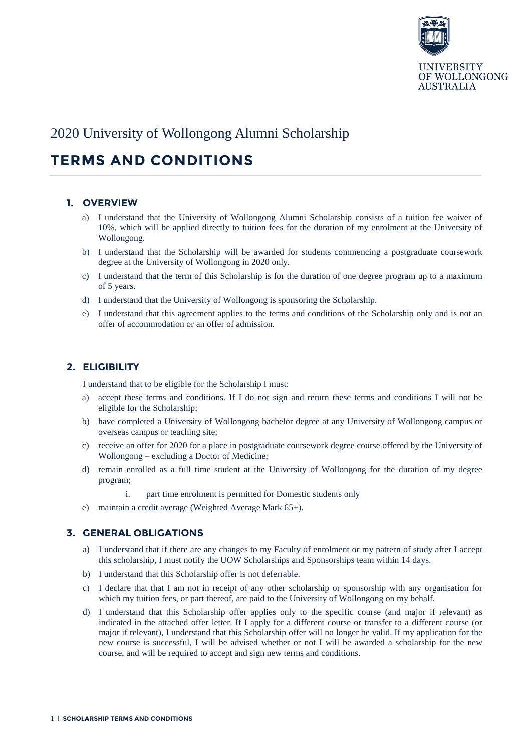UNIVERSITY OF WOLLONGONG AUSTRALIA

2020 University of Wollongong Alumni Scholarship

# TERMS AND CONDITIONS

## 1. OVERVIEW

a) I understand that the University of Wollongong Alumni Scholarship consists of a tuition fee waiver of 10%, which will be applied directly to tuition fees for the duration of my enrolment at the University of Wollongong.

b) I understand that the Scholarship will be awarded for students commencing a postgraduate coursework degree at the University of Wollongong in 2020 only.

c) I understand that the term of this Scholarship is for the duration of one degree program up to a maximum of 5 years.

d) I understand that the University of Wollongong is sponsoring the Scholarship.

e) I understand that this agreement applies to the terms and conditions of the Scholarship only and is not an offer of accommodation or an offer of admission.

## 2. ELIGIBILITY

I understand that to be eligible for the Scholarship I must:

a) accept these terms and conditions. If I do not sign and return these terms and conditions I will not be eligible for the Scholarship;

b) have completed a University of Wollongong bachelor degree at any University of Wollongong campus or overseas campus or teaching site;

c) receive an offer for 2020 for a place in postgraduate coursework degree course offered by the University of Wollongong – excluding a Doctor of Medicine;

d) remain enrolled as a full time student at the University of Wollongong for the duration of my degree program;

   i. part time enrolment is permitted for Domestic students only

e) maintain a credit average (Weighted Average Mark 65+).

## 3. GENERAL OBLIGATIONS

a) I understand that if there are any changes to my Faculty of enrolment or my pattern of study after I accept this scholarship, I must notify the UOW Scholarships and Sponsorships team within 14 days.

b) I understand that this Scholarship offer is not deferrable.

c) I declare that that I am not in receipt of any other scholarship or sponsorship with any organisation for which my tuition fees, or part thereof, are paid to the University of Wollongong on my behalf.

d) I understand that this Scholarship offer applies only to the specific course (and major if relevant) as indicated in the attached offer letter. If I apply for a different course or transfer to a different course (or major if relevant), I understand that this Scholarship offer will no longer be valid. If my application for the new course is successful, I will be advised whether or not I will be awarded a scholarship for the new course, and will be required to accept and sign new terms and conditions.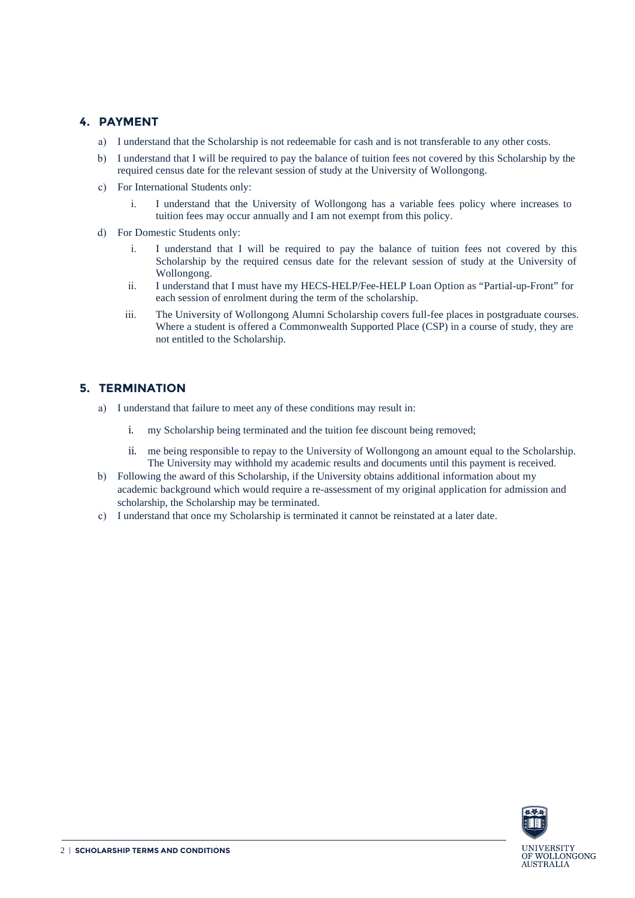## 4. PAYMENT

a) I understand that the Scholarship is not redeemable for cash and is not transferable to any other costs.

b) I understand that I will be required to pay the balance of tuition fees not covered by this Scholarship by the required census date for the relevant session of study at the University of Wollongong.

c) For International Students only:

   i. I understand that the University of Wollongong has a variable fees policy where increases to tuition fees may occur annually and I am not exempt from this policy.

d) For Domestic Students only:

   i. I understand that I will be required to pay the balance of tuition fees not covered by this Scholarship by the required census date for the relevant session of study at the University of Wollongong.

   ii. I understand that I must have my HECS-HELP/Fee-HELP Loan Option as "Partial-up-Front" for each session of enrolment during the term of the scholarship.

   iii. The University of Wollongong Alumni Scholarship covers full-fee places in postgraduate courses. Where a student is offered a Commonwealth Supported Place (CSP) in a course of study, they are not entitled to the Scholarship.

## 5. TERMINATION

a) I understand that failure to meet any of these conditions may result in:

   i. my Scholarship being terminated and the tuition fee discount being removed;

   ii. me being responsible to repay to the University of Wollongong an amount equal to the Scholarship. The University may withhold my academic results and documents until this payment is received.

b) Following the award of this Scholarship, if the University obtains additional information about my academic background which would require a re-assessment of my original application for admission and scholarship, the Scholarship may be terminated.

c) I understand that once my Scholarship is terminated it cannot be reinstated at a later date.